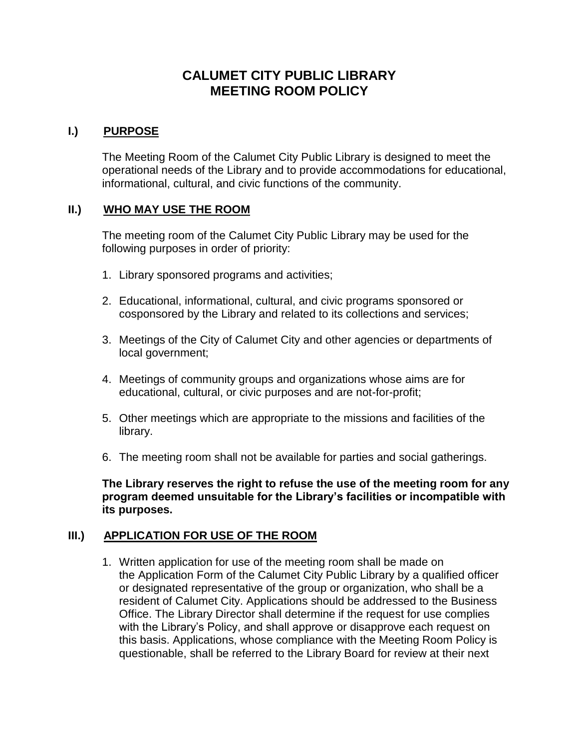# CALUMET CITY PUBLIC LIBRARY
# MEETING ROOM POLICY

## I.) PURPOSE

The Meeting Room of the Calumet City Public Library is designed to meet the operational needs of the Library and to provide accommodations for educational, informational, cultural, and civic functions of the community.

## II.) WHO MAY USE THE ROOM

The meeting room of the Calumet City Public Library may be used for the following purposes in order of priority:

1. Library sponsored programs and activities;
2. Educational, informational, cultural, and civic programs sponsored or cosponsored by the Library and related to its collections and services;
3. Meetings of the City of Calumet City and other agencies or departments of local government;
4. Meetings of community groups and organizations whose aims are for educational, cultural, or civic purposes and are not-for-profit;
5. Other meetings which are appropriate to the missions and facilities of the library.
6. The meeting room shall not be available for parties and social gatherings.

**The Library reserves the right to refuse the use of the meeting room for any program deemed unsuitable for the Library's facilities or incompatible with its purposes.**

## III.) APPLICATION FOR USE OF THE ROOM

1. Written application for use of the meeting room shall be made on the Application Form of the Calumet City Public Library by a qualified officer or designated representative of the group or organization, who shall be a resident of Calumet City. Applications should be addressed to the Business Office. The Library Director shall determine if the request for use complies with the Library's Policy, and shall approve or disapprove each request on this basis. Applications, whose compliance with the Meeting Room Policy is questionable, shall be referred to the Library Board for review at their next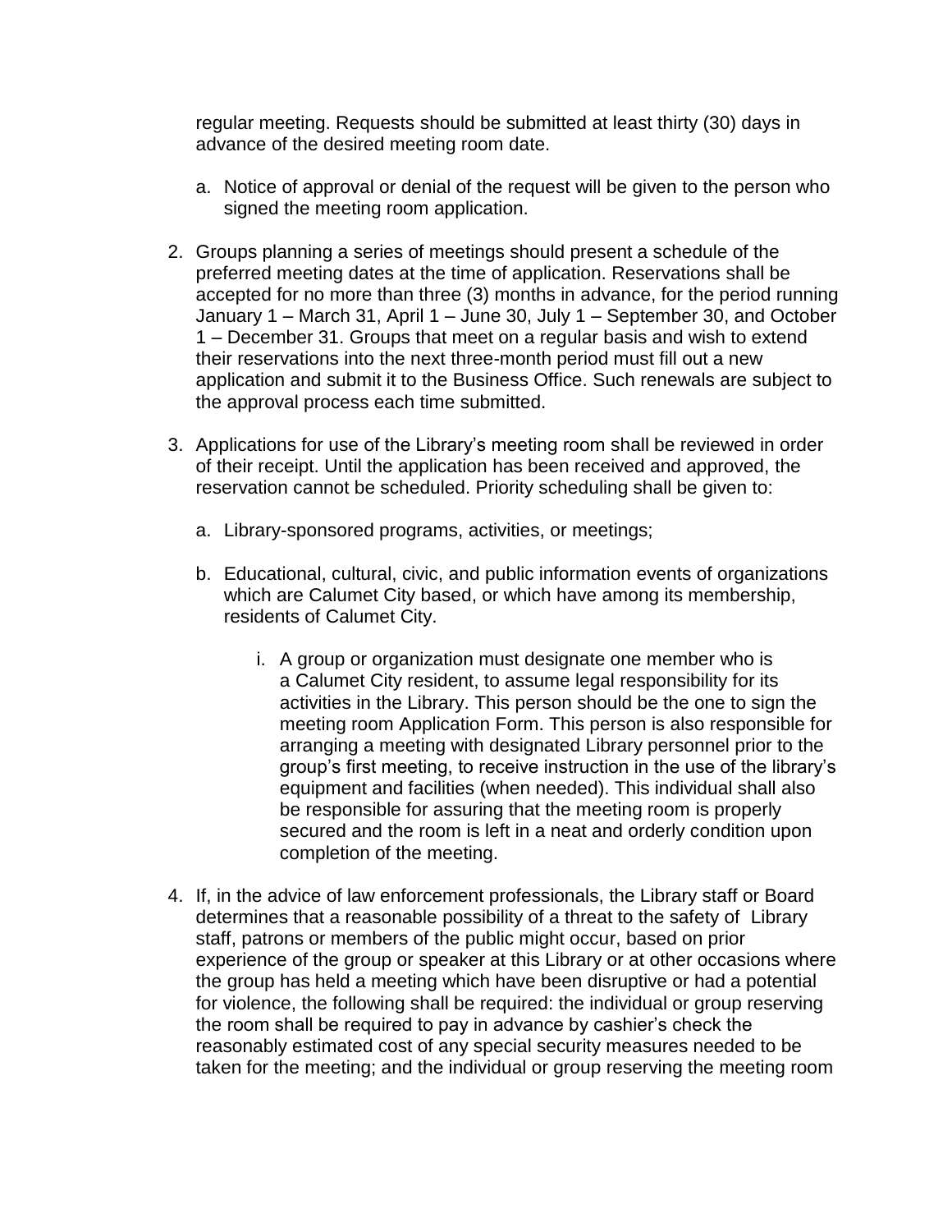regular meeting. Requests should be submitted at least thirty (30) days in advance of the desired meeting room date.

a. Notice of approval or denial of the request will be given to the person who signed the meeting room application.

2. Groups planning a series of meetings should present a schedule of the preferred meeting dates at the time of application. Reservations shall be accepted for no more than three (3) months in advance, for the period running January 1 – March 31, April 1 – June 30, July 1 – September 30, and October 1 – December 31. Groups that meet on a regular basis and wish to extend their reservations into the next three-month period must fill out a new application and submit it to the Business Office. Such renewals are subject to the approval process each time submitted.

3. Applications for use of the Library's meeting room shall be reviewed in order of their receipt. Until the application has been received and approved, the reservation cannot be scheduled. Priority scheduling shall be given to:

   a. Library-sponsored programs, activities, or meetings;

   b. Educational, cultural, civic, and public information events of organizations which are Calumet City based, or which have among its membership, residents of Calumet City.

      i. A group or organization must designate one member who is a Calumet City resident, to assume legal responsibility for its activities in the Library. This person should be the one to sign the meeting room Application Form. This person is also responsible for arranging a meeting with designated Library personnel prior to the group's first meeting, to receive instruction in the use of the library's equipment and facilities (when needed). This individual shall also be responsible for assuring that the meeting room is properly secured and the room is left in a neat and orderly condition upon completion of the meeting.

4. If, in the advice of law enforcement professionals, the Library staff or Board determines that a reasonable possibility of a threat to the safety of Library staff, patrons or members of the public might occur, based on prior experience of the group or speaker at this Library or at other occasions where the group has held a meeting which have been disruptive or had a potential for violence, the following shall be required: the individual or group reserving the room shall be required to pay in advance by cashier's check the reasonably estimated cost of any special security measures needed to be taken for the meeting; and the individual or group reserving the meeting room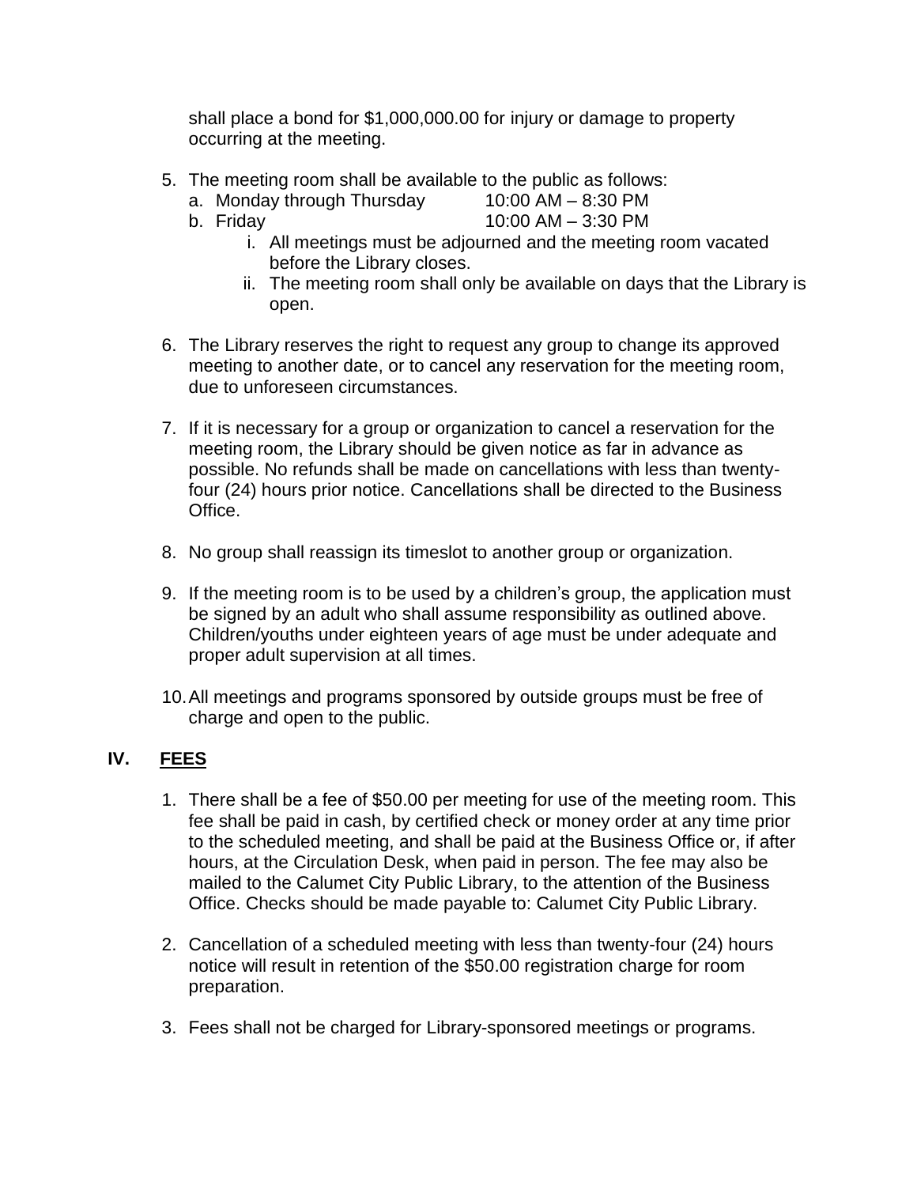shall place a bond for $1,000,000.00 for injury or damage to property occurring at the meeting.

5. The meeting room shall be available to the public as follows:
   a. Monday through Thursday 10:00 AM – 8:30 PM
   b. Friday 10:00 AM – 3:30 PM
      i. All meetings must be adjourned and the meeting room vacated before the Library closes.
      ii. The meeting room shall only be available on days that the Library is open.

6. The Library reserves the right to request any group to change its approved meeting to another date, or to cancel any reservation for the meeting room, due to unforeseen circumstances.

7. If it is necessary for a group or organization to cancel a reservation for the meeting room, the Library should be given notice as far in advance as possible. No refunds shall be made on cancellations with less than twenty-four (24) hours prior notice. Cancellations shall be directed to the Business Office.

8. No group shall reassign its timeslot to another group or organization.

9. If the meeting room is to be used by a children's group, the application must be signed by an adult who shall assume responsibility as outlined above. Children/youths under eighteen years of age must be under adequate and proper adult supervision at all times.

10. All meetings and programs sponsored by outside groups must be free of charge and open to the public.

## IV. FEES

1. There shall be a fee of $50.00 per meeting for use of the meeting room. This fee shall be paid in cash, by certified check or money order at any time prior to the scheduled meeting, and shall be paid at the Business Office or, if after hours, at the Circulation Desk, when paid in person. The fee may also be mailed to the Calumet City Public Library, to the attention of the Business Office. Checks should be made payable to: Calumet City Public Library.

2. Cancellation of a scheduled meeting with less than twenty-four (24) hours notice will result in retention of the $50.00 registration charge for room preparation.

3. Fees shall not be charged for Library-sponsored meetings or programs.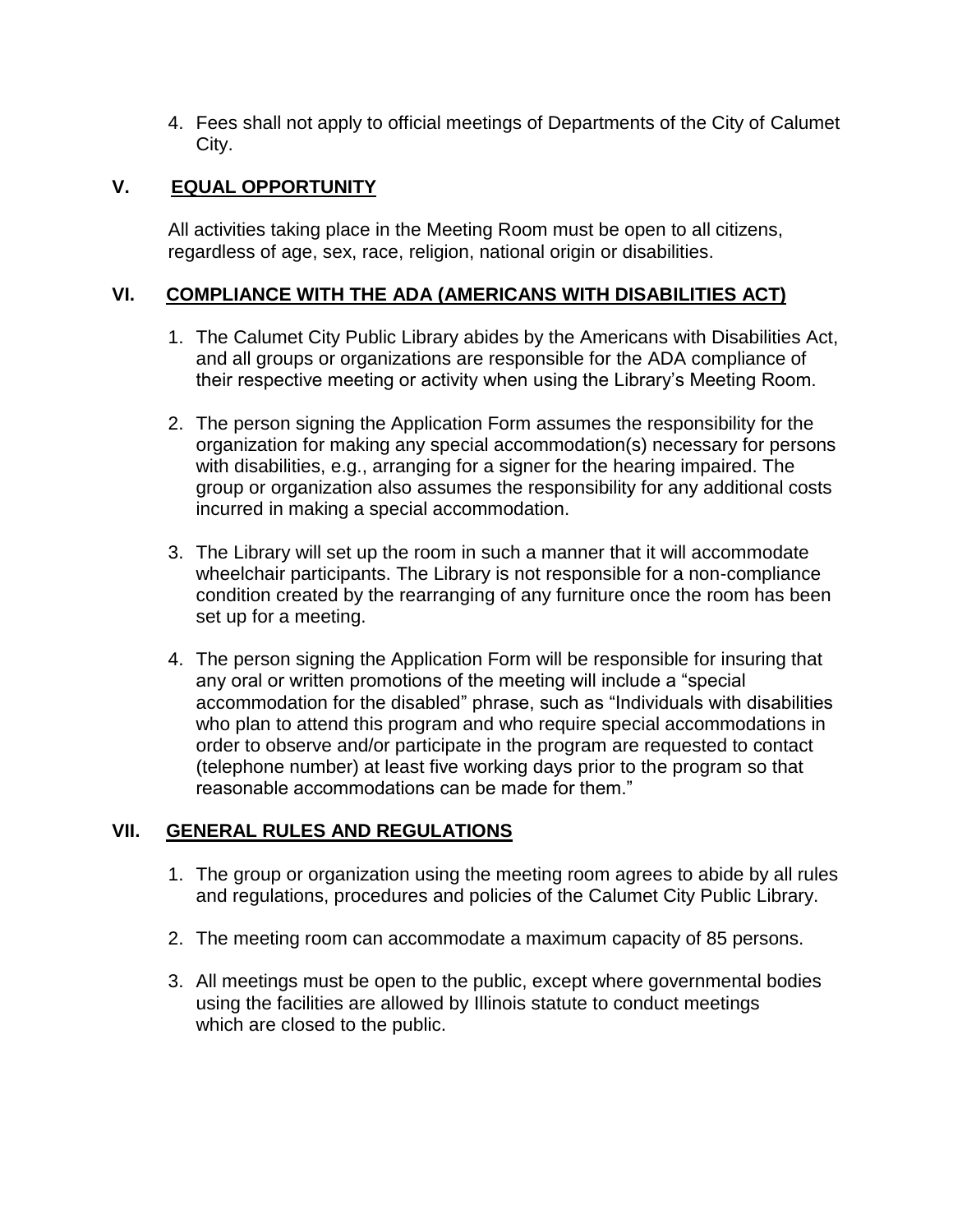4. Fees shall not apply to official meetings of Departments of the City of Calumet City.

## V. EQUAL OPPORTUNITY

All activities taking place in the Meeting Room must be open to all citizens, regardless of age, sex, race, religion, national origin or disabilities.

## VI. COMPLIANCE WITH THE ADA (AMERICANS WITH DISABILITIES ACT)

1. The Calumet City Public Library abides by the Americans with Disabilities Act, and all groups or organizations are responsible for the ADA compliance of their respective meeting or activity when using the Library's Meeting Room.

2. The person signing the Application Form assumes the responsibility for the organization for making any special accommodation(s) necessary for persons with disabilities, e.g., arranging for a signer for the hearing impaired. The group or organization also assumes the responsibility for any additional costs incurred in making a special accommodation.

3. The Library will set up the room in such a manner that it will accommodate wheelchair participants. The Library is not responsible for a non-compliance condition created by the rearranging of any furniture once the room has been set up for a meeting.

4. The person signing the Application Form will be responsible for insuring that any oral or written promotions of the meeting will include a "special accommodation for the disabled" phrase, such as "Individuals with disabilities who plan to attend this program and who require special accommodations in order to observe and/or participate in the program are requested to contact (telephone number) at least five working days prior to the program so that reasonable accommodations can be made for them."

## VII. GENERAL RULES AND REGULATIONS

1. The group or organization using the meeting room agrees to abide by all rules and regulations, procedures and policies of the Calumet City Public Library.

2. The meeting room can accommodate a maximum capacity of 85 persons.

3. All meetings must be open to the public, except where governmental bodies using the facilities are allowed by Illinois statute to conduct meetings which are closed to the public.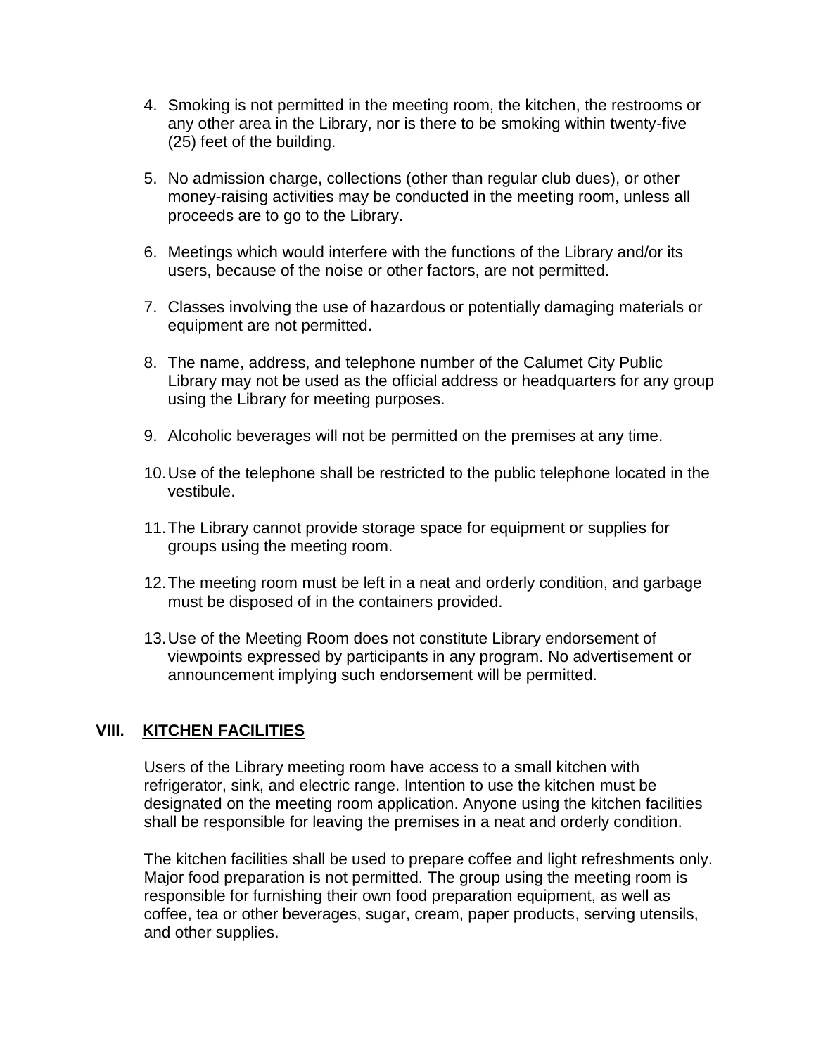4. Smoking is not permitted in the meeting room, the kitchen, the restrooms or any other area in the Library, nor is there to be smoking within twenty-five (25) feet of the building.

5. No admission charge, collections (other than regular club dues), or other money-raising activities may be conducted in the meeting room, unless all proceeds are to go to the Library.

6. Meetings which would interfere with the functions of the Library and/or its users, because of the noise or other factors, are not permitted.

7. Classes involving the use of hazardous or potentially damaging materials or equipment are not permitted.

8. The name, address, and telephone number of the Calumet City Public Library may not be used as the official address or headquarters for any group using the Library for meeting purposes.

9. Alcoholic beverages will not be permitted on the premises at any time.

10. Use of the telephone shall be restricted to the public telephone located in the vestibule.

11. The Library cannot provide storage space for equipment or supplies for groups using the meeting room.

12. The meeting room must be left in a neat and orderly condition, and garbage must be disposed of in the containers provided.

13. Use of the Meeting Room does not constitute Library endorsement of viewpoints expressed by participants in any program. No advertisement or announcement implying such endorsement will be permitted.

## VIII. KITCHEN FACILITIES

Users of the Library meeting room have access to a small kitchen with refrigerator, sink, and electric range. Intention to use the kitchen must be designated on the meeting room application. Anyone using the kitchen facilities shall be responsible for leaving the premises in a neat and orderly condition.

The kitchen facilities shall be used to prepare coffee and light refreshments only. Major food preparation is not permitted. The group using the meeting room is responsible for furnishing their own food preparation equipment, as well as coffee, tea or other beverages, sugar, cream, paper products, serving utensils, and other supplies.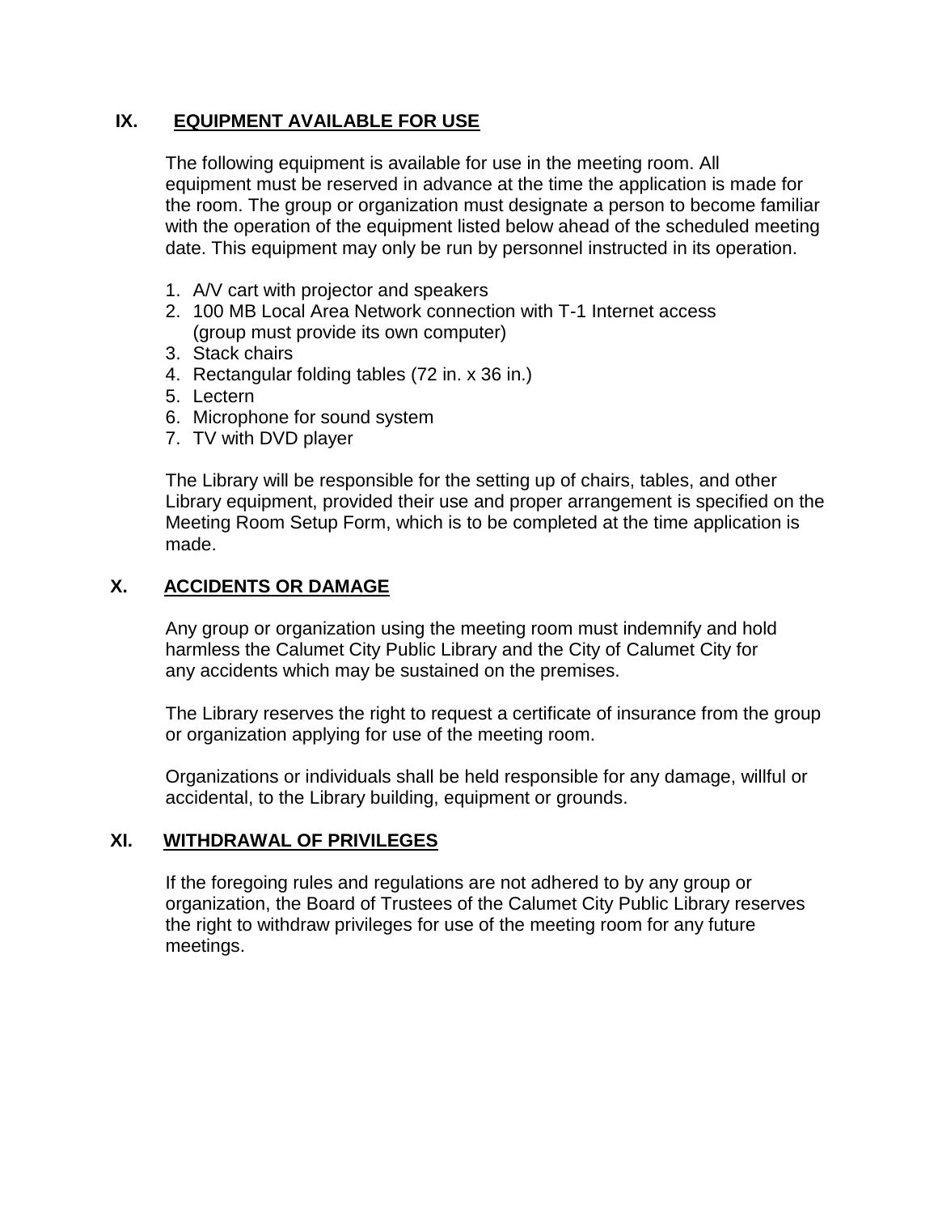## IX. EQUIPMENT AVAILABLE FOR USE

The following equipment is available for use in the meeting room. All equipment must be reserved in advance at the time the application is made for the room. The group or organization must designate a person to become familiar with the operation of the equipment listed below ahead of the scheduled meeting date. This equipment may only be run by personnel instructed in its operation.

1. A/V cart with projector and speakers
2. 100 MB Local Area Network connection with T-1 Internet access (group must provide its own computer)
3. Stack chairs
4. Rectangular folding tables (72 in. x 36 in.)
5. Lectern
6. Microphone for sound system
7. TV with DVD player

The Library will be responsible for the setting up of chairs, tables, and other Library equipment, provided their use and proper arrangement is specified on the Meeting Room Setup Form, which is to be completed at the time application is made.

## X. ACCIDENTS OR DAMAGE

Any group or organization using the meeting room must indemnify and hold harmless the Calumet City Public Library and the City of Calumet City for any accidents which may be sustained on the premises.

The Library reserves the right to request a certificate of insurance from the group or organization applying for use of the meeting room.

Organizations or individuals shall be held responsible for any damage, willful or accidental, to the Library building, equipment or grounds.

## XI. WITHDRAWAL OF PRIVILEGES

If the foregoing rules and regulations are not adhered to by any group or organization, the Board of Trustees of the Calumet City Public Library reserves the right to withdraw privileges for use of the meeting room for any future meetings.